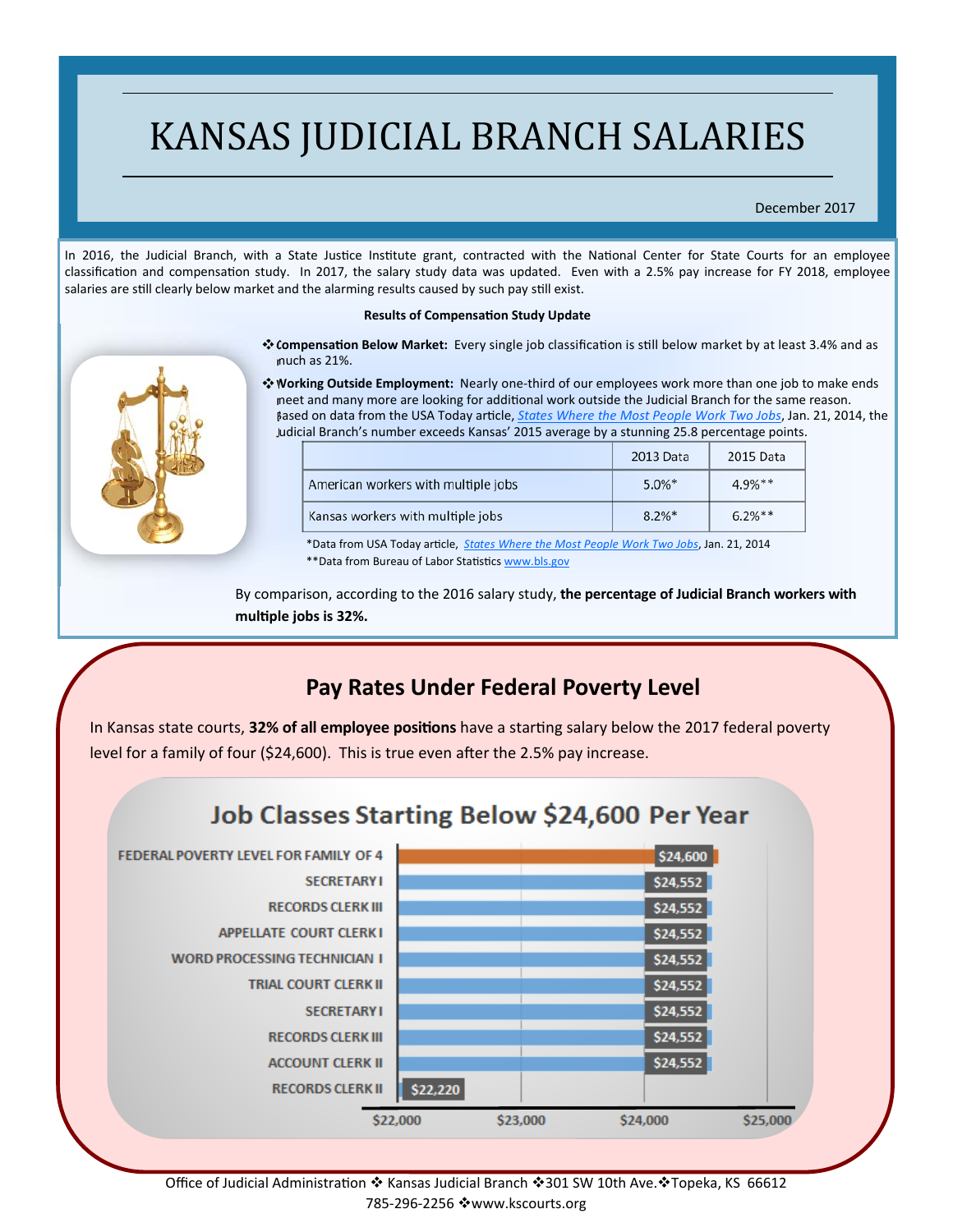# KANSAS JUDICIAL BRANCH SALARIES

December 2017

In 2016, the Judicial Branch, with a State Justice Institute grant, contracted with the National Center for State Courts for an employee classification and compensation study. In 2017, the salary study data was updated. Even with a 2.5% pay increase for FY 2018, employee salaries are still clearly below market and the alarming results caused by such pay still exist.

**Results of Compensation Study Update**

- **Compensation Below Market:** Every single job classification is still below market by at least 3.4% and as much as 21%.
- **Working Outside Employment:** Nearly one-third of our employees work more than one job to make ends meet and many more are looking for additional work outside the Judicial Branch for the same reason. Based on data from the USA Today article, *States Where the Most People Work Two Jobs*, Jan. 21, 2014, the Judicial Branch's number exceeds Kansas' 2015 average by a stunning 25.8 percentage points.

| | 2013 Data | 2015 Data |
|---|---|---|
| American workers with multiple jobs | 5.0%* | 4.9%** |
| Kansas workers with multiple jobs | 8.2%* | 6.2%** |

*Data from USA Today article, *States Where the Most People Work Two Jobs*, Jan. 21, 2014
**Data from Bureau of Labor Statistics www.bls.gov

By comparison, according to the 2016 salary study, **the percentage of Judicial Branch workers with multiple jobs is 32%.**

## Pay Rates Under Federal Poverty Level

In Kansas state courts, **32% of all employee positions** have a starting salary below the 2017 federal poverty level for a family of four ($24,600). This is true even after the 2.5% pay increase.

### Job Classes Starting Below $24,600 Per Year

| Job Class | Starting Salary |
|---|---|
| FEDERAL POVERTY LEVEL FOR FAMILY OF 4 | $24,600 |
| SECRETARY I | $24,552 |
| RECORDS CLERK III | $24,552 |
| APPELLATE COURT CLERK I | $24,552 |
| WORD PROCESSING TECHNICIAN I | $24,552 |
| TRIAL COURT CLERK II | $24,552 |
| SECRETARY I | $24,552 |
| RECORDS CLERK III | $24,552 |
| ACCOUNT CLERK II | $24,552 |
| RECORDS CLERK II | $22,220 |

Office of Judicial Administration ❖ Kansas Judicial Branch ❖ 301 SW 10th Ave. ❖ Topeka, KS 66612
785-296-2256 ❖ www.kscourts.org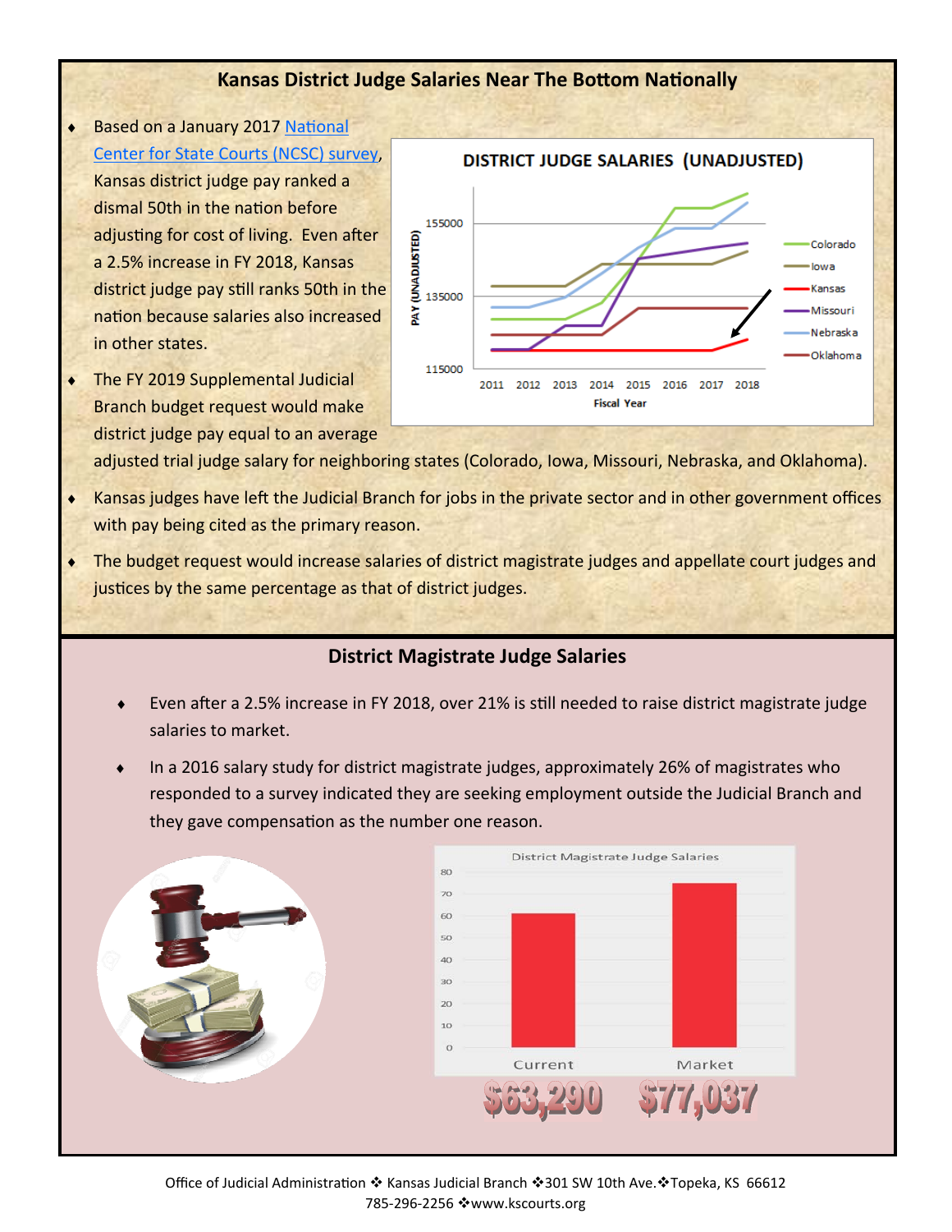## Kansas District Judge Salaries Near The Bottom Nationally

- Based on a January 2017 National Center for State Courts (NCSC) survey, Kansas district judge pay ranked a dismal 50th in the nation before adjusting for cost of living. Even after a 2.5% increase in FY 2018, Kansas district judge pay still ranks 50th in the nation because salaries also increased in other states.
- The FY 2019 Supplemental Judicial Branch budget request would make district judge pay equal to an average adjusted trial judge salary for neighboring states (Colorado, Iowa, Missouri, Nebraska, and Oklahoma).
- Kansas judges have left the Judicial Branch for jobs in the private sector and in other government offices with pay being cited as the primary reason.
- The budget request would increase salaries of district magistrate judges and appellate court judges and justices by the same percentage as that of district judges.

DISTRICT JUDGE SALARIES (UNADJUSTED)

PAY (UNADJUSTED)

155000

135000

115000

2011 2012 2013 2014 2015 2016 2017 2018

Fiscal Year

Colorado

Iowa

Kansas

Missouri

Nebraska

Oklahoma

## District Magistrate Judge Salaries

- Even after a 2.5% increase in FY 2018, over 21% is still needed to raise district magistrate judge salaries to market.
- In a 2016 salary study for district magistrate judges, approximately 26% of magistrates who responded to a survey indicated they are seeking employment outside the Judicial Branch and they gave compensation as the number one reason.

District Magistrate Judge Salaries

80

70

60

50

40

30

20

10

0

Current

Market

$63,290

$77,037

Office of Judicial Administration ❖ Kansas Judicial Branch ❖301 SW 10th Ave.❖Topeka, KS 66612
785-296-2256 ❖www.kscourts.org